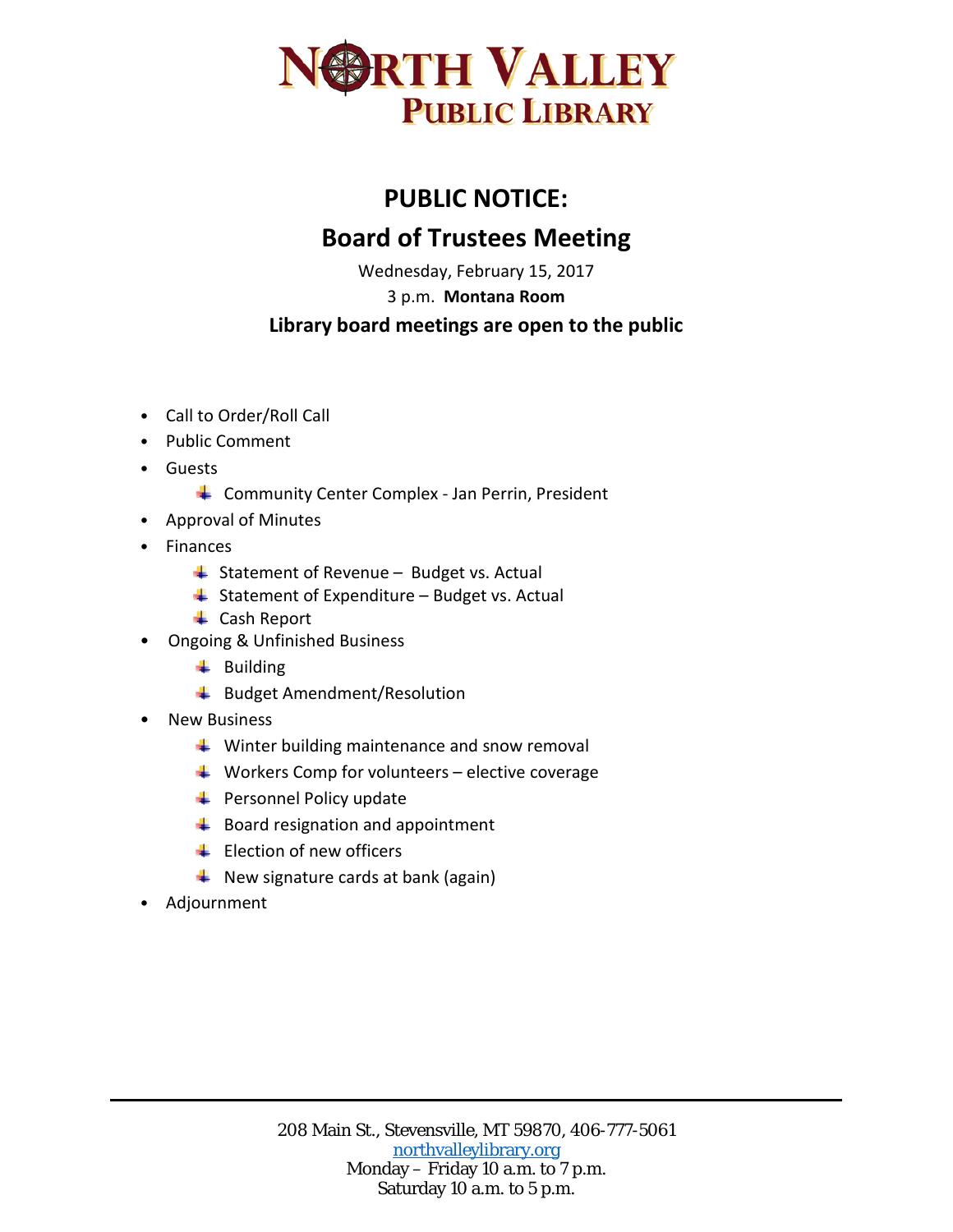# NORTH VALLEY PUBLIC LIBRARY

## PUBLIC NOTICE:

## Board of Trustees Meeting

Wednesday, February 15, 2017

3 p.m. **Montana Room**

**Library board meetings are open to the public**

- Call to Order/Roll Call
- Public Comment
- Guests
  - Community Center Complex - Jan Perrin, President
- Approval of Minutes
- Finances
  - Statement of Revenue – Budget vs. Actual
  - Statement of Expenditure – Budget vs. Actual
  - Cash Report
- Ongoing & Unfinished Business
  - Building
  - Budget Amendment/Resolution
- New Business
  - Winter building maintenance and snow removal
  - Workers Comp for volunteers – elective coverage
  - Personnel Policy update
  - Board resignation and appointment
  - Election of new officers
  - New signature cards at bank (again)
- Adjournment

208 Main St., Stevensville, MT 59870, 406-777-5061
northvalleylibrary.org
Monday – Friday 10 a.m. to 7 p.m.
Saturday 10 a.m. to 5 p.m.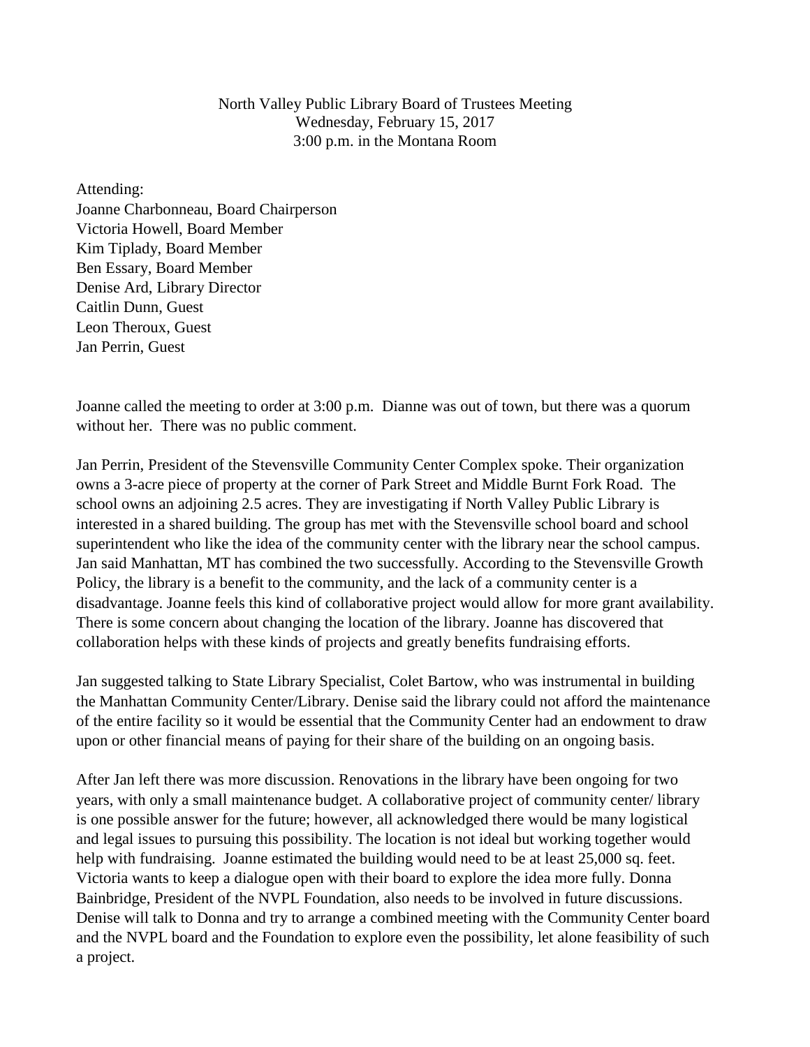North Valley Public Library Board of Trustees Meeting
Wednesday, February 15, 2017
3:00 p.m. in the Montana Room

Attending:
Joanne Charbonneau, Board Chairperson
Victoria Howell, Board Member
Kim Tiplady, Board Member
Ben Essary, Board Member
Denise Ard, Library Director
Caitlin Dunn, Guest
Leon Theroux, Guest
Jan Perrin, Guest

Joanne called the meeting to order at 3:00 p.m. Dianne was out of town, but there was a quorum without her. There was no public comment.

Jan Perrin, President of the Stevensville Community Center Complex spoke. Their organization owns a 3-acre piece of property at the corner of Park Street and Middle Burnt Fork Road. The school owns an adjoining 2.5 acres. They are investigating if North Valley Public Library is interested in a shared building. The group has met with the Stevensville school board and school superintendent who like the idea of the community center with the library near the school campus. Jan said Manhattan, MT has combined the two successfully. According to the Stevensville Growth Policy, the library is a benefit to the community, and the lack of a community center is a disadvantage. Joanne feels this kind of collaborative project would allow for more grant availability. There is some concern about changing the location of the library. Joanne has discovered that collaboration helps with these kinds of projects and greatly benefits fundraising efforts.

Jan suggested talking to State Library Specialist, Colet Bartow, who was instrumental in building the Manhattan Community Center/Library. Denise said the library could not afford the maintenance of the entire facility so it would be essential that the Community Center had an endowment to draw upon or other financial means of paying for their share of the building on an ongoing basis.

After Jan left there was more discussion. Renovations in the library have been ongoing for two years, with only a small maintenance budget. A collaborative project of community center/ library is one possible answer for the future; however, all acknowledged there would be many logistical and legal issues to pursuing this possibility. The location is not ideal but working together would help with fundraising. Joanne estimated the building would need to be at least 25,000 sq. feet. Victoria wants to keep a dialogue open with their board to explore the idea more fully. Donna Bainbridge, President of the NVPL Foundation, also needs to be involved in future discussions. Denise will talk to Donna and try to arrange a combined meeting with the Community Center board and the NVPL board and the Foundation to explore even the possibility, let alone feasibility of such a project.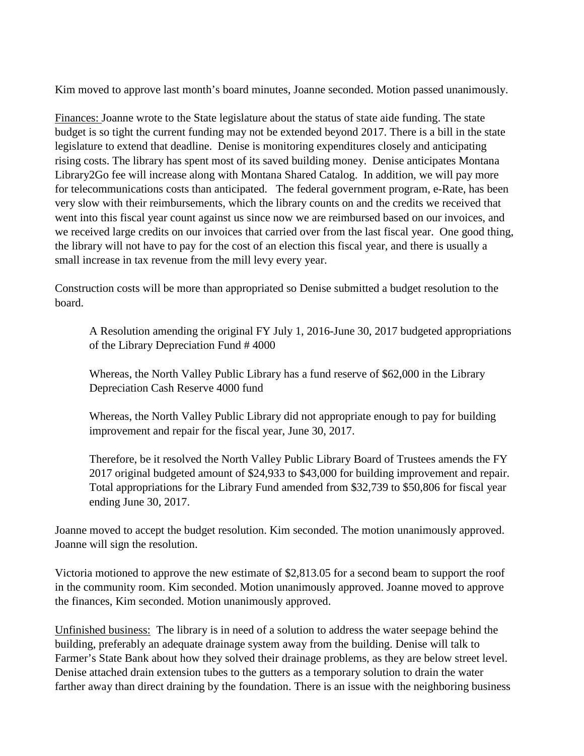Kim moved to approve last month's board minutes, Joanne seconded. Motion passed unanimously.

Finances: Joanne wrote to the State legislature about the status of state aide funding. The state budget is so tight the current funding may not be extended beyond 2017. There is a bill in the state legislature to extend that deadline. Denise is monitoring expenditures closely and anticipating rising costs. The library has spent most of its saved building money. Denise anticipates Montana Library2Go fee will increase along with Montana Shared Catalog. In addition, we will pay more for telecommunications costs than anticipated. The federal government program, e-Rate, has been very slow with their reimbursements, which the library counts on and the credits we received that went into this fiscal year count against us since now we are reimbursed based on our invoices, and we received large credits on our invoices that carried over from the last fiscal year. One good thing, the library will not have to pay for the cost of an election this fiscal year, and there is usually a small increase in tax revenue from the mill levy every year.

Construction costs will be more than appropriated so Denise submitted a budget resolution to the board.

> A Resolution amending the original FY July 1, 2016-June 30, 2017 budgeted appropriations of the Library Depreciation Fund # 4000
>
> Whereas, the North Valley Public Library has a fund reserve of $62,000 in the Library Depreciation Cash Reserve 4000 fund
>
> Whereas, the North Valley Public Library did not appropriate enough to pay for building improvement and repair for the fiscal year, June 30, 2017.
>
> Therefore, be it resolved the North Valley Public Library Board of Trustees amends the FY 2017 original budgeted amount of $24,933 to $43,000 for building improvement and repair. Total appropriations for the Library Fund amended from $32,739 to $50,806 for fiscal year ending June 30, 2017.

Joanne moved to accept the budget resolution. Kim seconded. The motion unanimously approved. Joanne will sign the resolution.

Victoria motioned to approve the new estimate of $2,813.05 for a second beam to support the roof in the community room. Kim seconded. Motion unanimously approved. Joanne moved to approve the finances, Kim seconded. Motion unanimously approved.

Unfinished business: The library is in need of a solution to address the water seepage behind the building, preferably an adequate drainage system away from the building. Denise will talk to Farmer's State Bank about how they solved their drainage problems, as they are below street level. Denise attached drain extension tubes to the gutters as a temporary solution to drain the water farther away than direct draining by the foundation. There is an issue with the neighboring business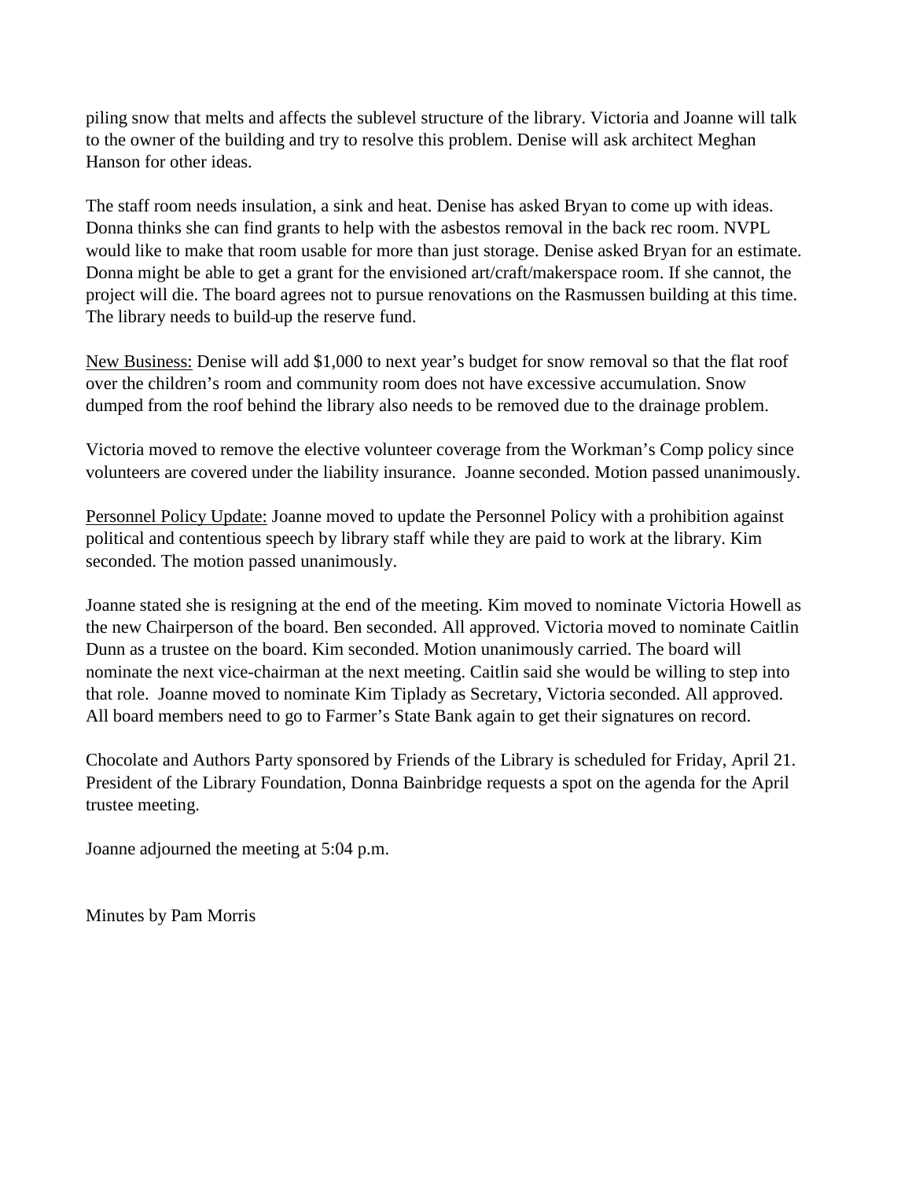piling snow that melts and affects the sublevel structure of the library. Victoria and Joanne will talk to the owner of the building and try to resolve this problem. Denise will ask architect Meghan Hanson for other ideas.

The staff room needs insulation, a sink and heat. Denise has asked Bryan to come up with ideas. Donna thinks she can find grants to help with the asbestos removal in the back rec room. NVPL would like to make that room usable for more than just storage. Denise asked Bryan for an estimate. Donna might be able to get a grant for the envisioned art/craft/makerspace room. If she cannot, the project will die. The board agrees not to pursue renovations on the Rasmussen building at this time. The library needs to build-up the reserve fund.

<u>New Business:</u> Denise will add $1,000 to next year's budget for snow removal so that the flat roof over the children's room and community room does not have excessive accumulation. Snow dumped from the roof behind the library also needs to be removed due to the drainage problem.

Victoria moved to remove the elective volunteer coverage from the Workman's Comp policy since volunteers are covered under the liability insurance. Joanne seconded. Motion passed unanimously.

<u>Personnel Policy Update:</u> Joanne moved to update the Personnel Policy with a prohibition against political and contentious speech by library staff while they are paid to work at the library. Kim seconded. The motion passed unanimously.

Joanne stated she is resigning at the end of the meeting. Kim moved to nominate Victoria Howell as the new Chairperson of the board. Ben seconded. All approved. Victoria moved to nominate Caitlin Dunn as a trustee on the board. Kim seconded. Motion unanimously carried. The board will nominate the next vice-chairman at the next meeting. Caitlin said she would be willing to step into that role. Joanne moved to nominate Kim Tiplady as Secretary, Victoria seconded. All approved. All board members need to go to Farmer's State Bank again to get their signatures on record.

Chocolate and Authors Party sponsored by Friends of the Library is scheduled for Friday, April 21. President of the Library Foundation, Donna Bainbridge requests a spot on the agenda for the April trustee meeting.

Joanne adjourned the meeting at 5:04 p.m.

Minutes by Pam Morris